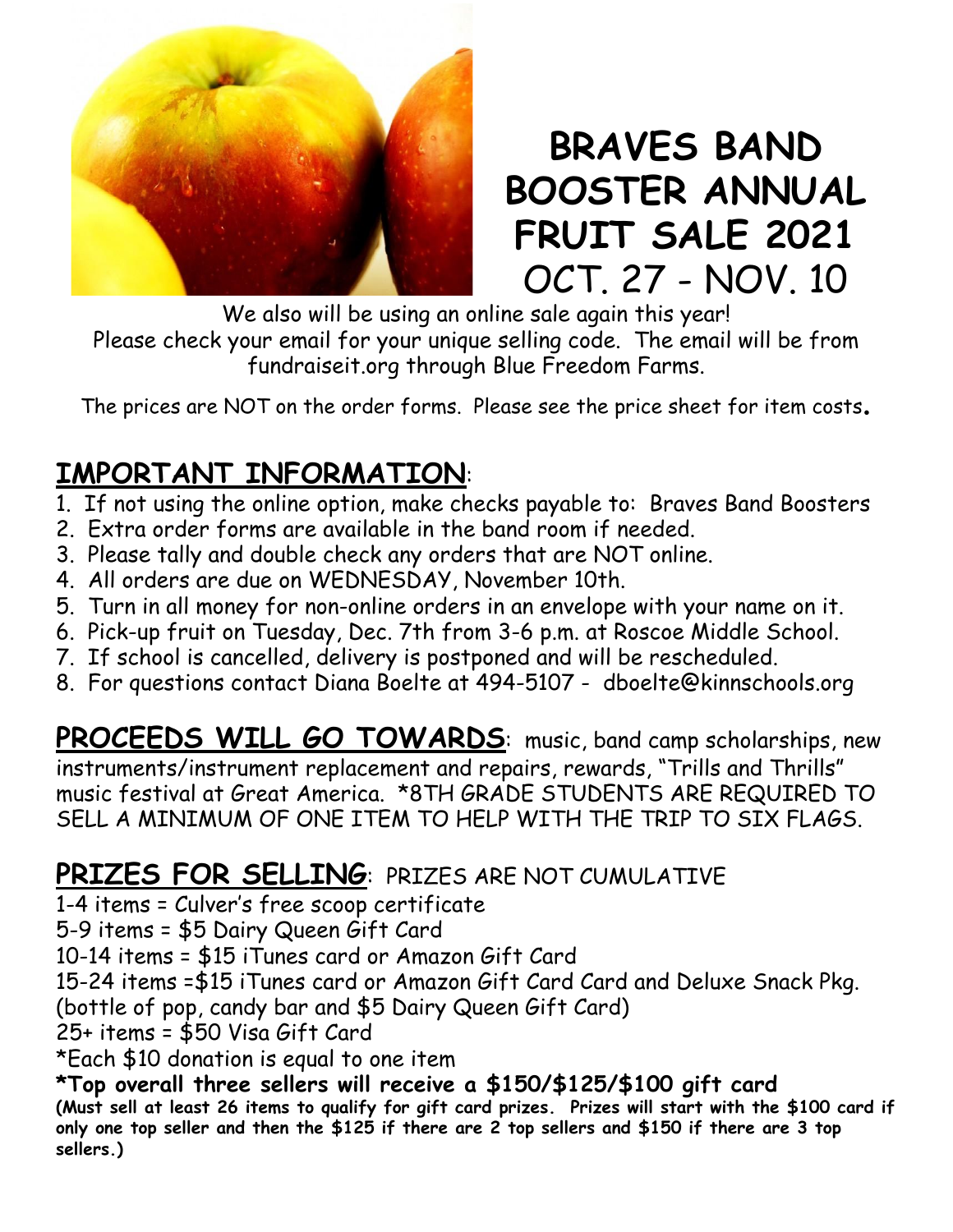# BRAVES BAND BOOSTER ANNUAL FRUIT SALE 2021
## OCT. 27 - NOV. 10

We also will be using an online sale again this year!
Please check your email for your unique selling code. The email will be from fundraiseit.org through Blue Freedom Farms.

The prices are NOT on the order forms. Please see the price sheet for item costs.

## IMPORTANT INFORMATION:

1. If not using the online option, make checks payable to: Braves Band Boosters
2. Extra order forms are available in the band room if needed.
3. Please tally and double check any orders that are NOT online.
4. All orders are due on WEDNESDAY, November 10th.
5. Turn in all money for non-online orders in an envelope with your name on it.
6. Pick-up fruit on Tuesday, Dec. 7th from 3-6 p.m. at Roscoe Middle School.
7. If school is cancelled, delivery is postponed and will be rescheduled.
8. For questions contact Diana Boelte at 494-5107 - dboelte@kinnschools.org

**PROCEEDS WILL GO TOWARDS**: music, band camp scholarships, new instruments/instrument replacement and repairs, rewards, "Trills and Thrills" music festival at Great America. *8TH GRADE STUDENTS ARE REQUIRED TO SELL A MINIMUM OF ONE ITEM TO HELP WITH THE TRIP TO SIX FLAGS.

**PRIZES FOR SELLING**: PRIZES ARE NOT CUMULATIVE

1-4 items = Culver's free scoop certificate
5-9 items = $5 Dairy Queen Gift Card
10-14 items = $15 iTunes card or Amazon Gift Card
15-24 items =$15 iTunes card or Amazon Gift Card Card and Deluxe Snack Pkg. (bottle of pop, candy bar and $5 Dairy Queen Gift Card)
25+ items = $50 Visa Gift Card
*Each $10 donation is equal to one item

**\*Top overall three sellers will receive a $150/$125/$100 gift card**
**(Must sell at least 26 items to qualify for gift card prizes. Prizes will start with the $100 card if only one top seller and then the $125 if there are 2 top sellers and $150 if there are 3 top sellers.)**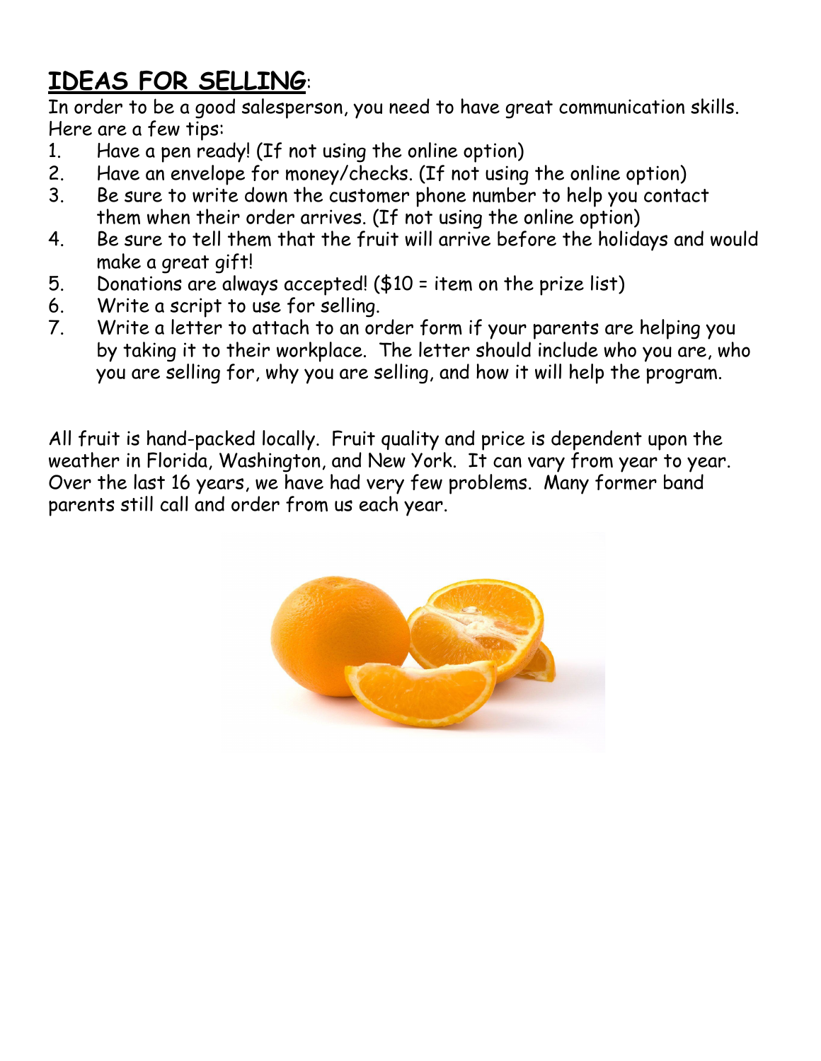## IDEAS FOR SELLING:

In order to be a good salesperson, you need to have great communication skills. Here are a few tips:

1. Have a pen ready! (If not using the online option)
2. Have an envelope for money/checks. (If not using the online option)
3. Be sure to write down the customer phone number to help you contact them when their order arrives. (If not using the online option)
4. Be sure to tell them that the fruit will arrive before the holidays and would make a great gift!
5. Donations are always accepted! ($10 = item on the prize list)
6. Write a script to use for selling.
7. Write a letter to attach to an order form if your parents are helping you by taking it to their workplace. The letter should include who you are, who you are selling for, why you are selling, and how it will help the program.

All fruit is hand-packed locally. Fruit quality and price is dependent upon the weather in Florida, Washington, and New York. It can vary from year to year. Over the last 16 years, we have had very few problems. Many former band parents still call and order from us each year.